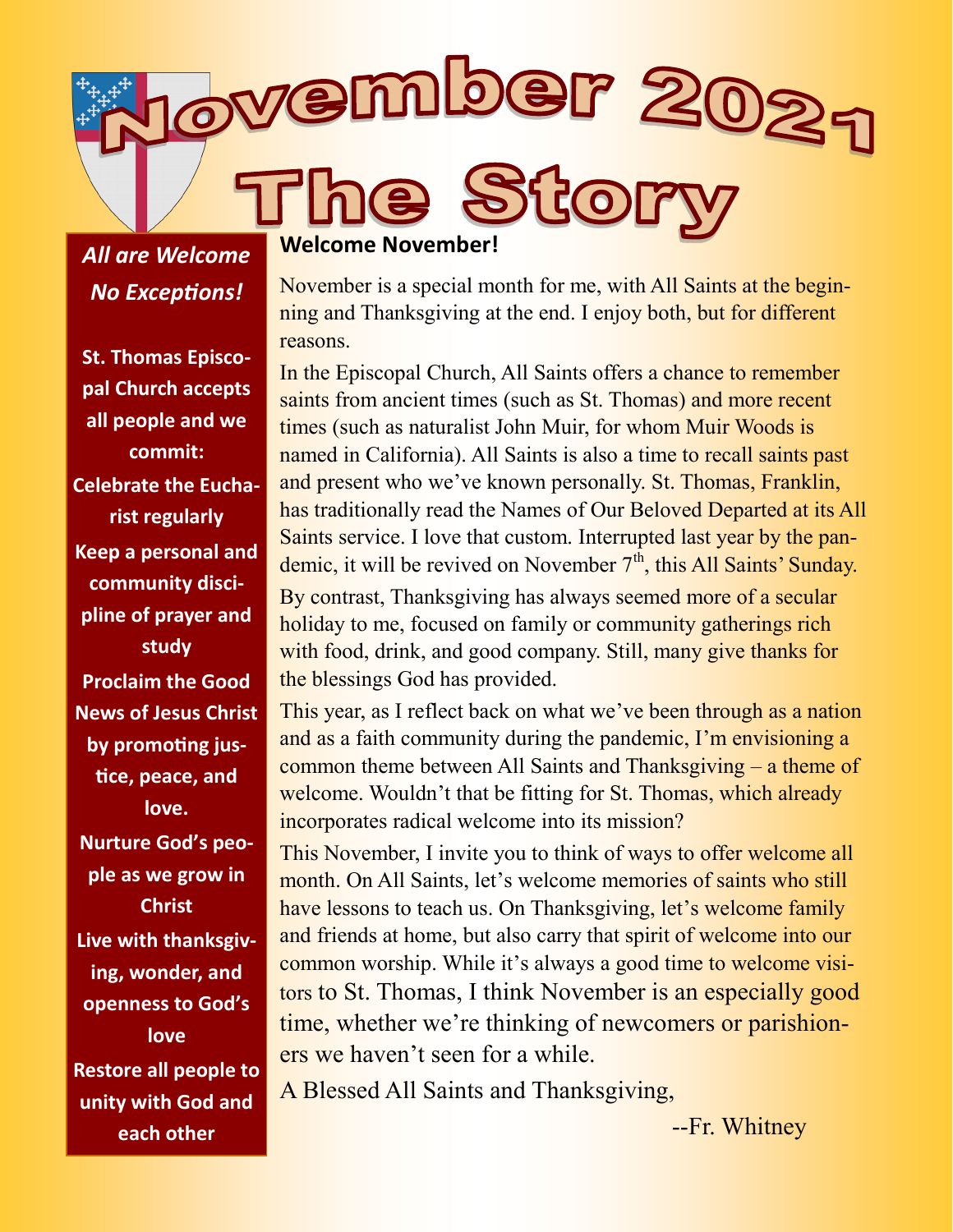# November 2021

# The Story

*All are Welcome No Exceptions!*

**St. Thomas Episcopal Church accepts all people and we commit:**

**Celebrate the Eucharist regularly**

**Keep a personal and community discipline of prayer and study**

**Proclaim the Good News of Jesus Christ by promoting justice, peace, and love.**

**Nurture God's people as we grow in Christ**

**Live with thanksgiving, wonder, and openness to God's love**

**Restore all people to unity with God and each other**

## Welcome November!

November is a special month for me, with All Saints at the beginning and Thanksgiving at the end. I enjoy both, but for different reasons.

In the Episcopal Church, All Saints offers a chance to remember saints from ancient times (such as St. Thomas) and more recent times (such as naturalist John Muir, for whom Muir Woods is named in California). All Saints is also a time to recall saints past and present who we've known personally. St. Thomas, Franklin, has traditionally read the Names of Our Beloved Departed at its All Saints service. I love that custom. Interrupted last year by the pandemic, it will be revived on November 7th, this All Saints' Sunday.

By contrast, Thanksgiving has always seemed more of a secular holiday to me, focused on family or community gatherings rich with food, drink, and good company. Still, many give thanks for the blessings God has provided.

This year, as I reflect back on what we've been through as a nation and as a faith community during the pandemic, I'm envisioning a common theme between All Saints and Thanksgiving – a theme of welcome. Wouldn't that be fitting for St. Thomas, which already incorporates radical welcome into its mission?

This November, I invite you to think of ways to offer welcome all month. On All Saints, let's welcome memories of saints who still have lessons to teach us. On Thanksgiving, let's welcome family and friends at home, but also carry that spirit of welcome into our common worship. While it's always a good time to welcome visitors to St. Thomas, I think November is an especially good time, whether we're thinking of newcomers or parishioners we haven't seen for a while.

A Blessed All Saints and Thanksgiving,

--Fr. Whitney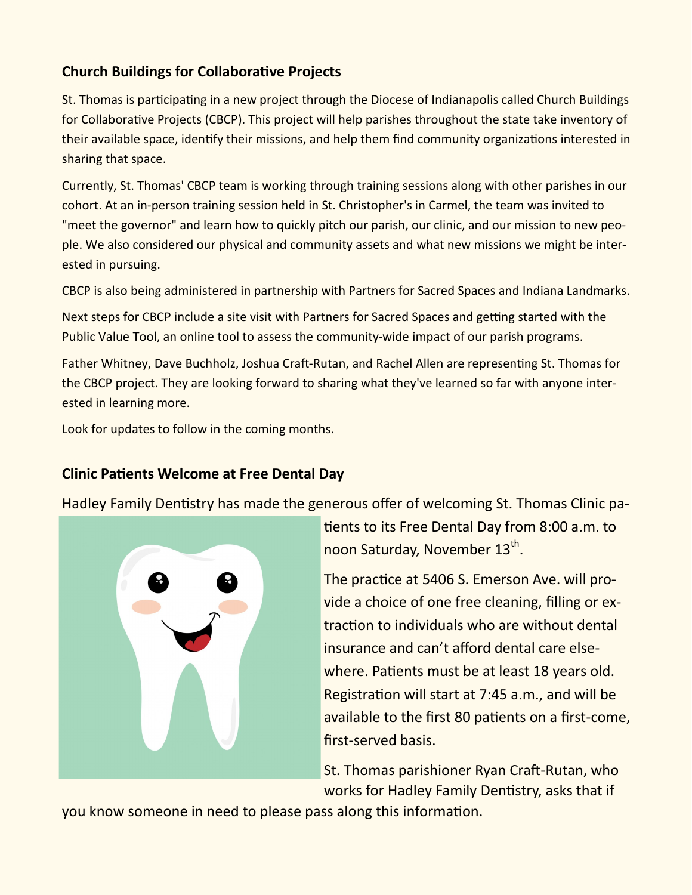## Church Buildings for Collaborative Projects

St. Thomas is participating in a new project through the Diocese of Indianapolis called Church Buildings for Collaborative Projects (CBCP). This project will help parishes throughout the state take inventory of their available space, identify their missions, and help them find community organizations interested in sharing that space.

Currently, St. Thomas' CBCP team is working through training sessions along with other parishes in our cohort. At an in-person training session held in St. Christopher's in Carmel, the team was invited to "meet the governor" and learn how to quickly pitch our parish, our clinic, and our mission to new people. We also considered our physical and community assets and what new missions we might be interested in pursuing.

CBCP is also being administered in partnership with Partners for Sacred Spaces and Indiana Landmarks.

Next steps for CBCP include a site visit with Partners for Sacred Spaces and getting started with the Public Value Tool, an online tool to assess the community-wide impact of our parish programs.

Father Whitney, Dave Buchholz, Joshua Craft-Rutan, and Rachel Allen are representing St. Thomas for the CBCP project. They are looking forward to sharing what they've learned so far with anyone interested in learning more.

Look for updates to follow in the coming months.

## Clinic Patients Welcome at Free Dental Day

Hadley Family Dentistry has made the generous offer of welcoming St. Thomas Clinic patients to its Free Dental Day from 8:00 a.m. to noon Saturday, November 13th.

The practice at 5406 S. Emerson Ave. will provide a choice of one free cleaning, filling or extraction to individuals who are without dental insurance and can't afford dental care elsewhere. Patients must be at least 18 years old. Registration will start at 7:45 a.m., and will be available to the first 80 patients on a first-come, first-served basis.

St. Thomas parishioner Ryan Craft-Rutan, who works for Hadley Family Dentistry, asks that if you know someone in need to please pass along this information.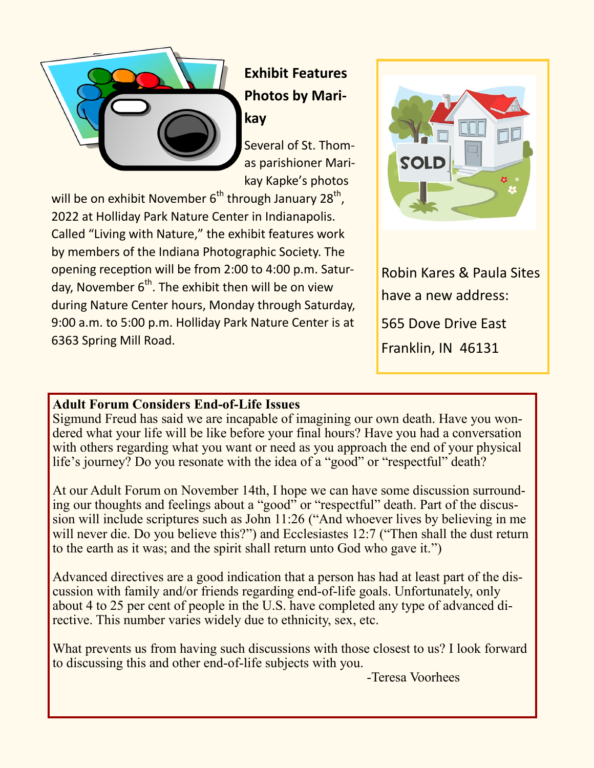## Exhibit Features Photos by Marikay

Several of St. Thomas parishioner Marikay Kapke's photos will be on exhibit November 6th through January 28th, 2022 at Holliday Park Nature Center in Indianapolis. Called "Living with Nature," the exhibit features work by members of the Indiana Photographic Society. The opening reception will be from 2:00 to 4:00 p.m. Saturday, November 6th. The exhibit then will be on view during Nature Center hours, Monday through Saturday, 9:00 a.m. to 5:00 p.m. Holliday Park Nature Center is at 6363 Spring Mill Road.

Robin Kares & Paula Sites have a new address:

565 Dove Drive East
Franklin, IN 46131

## Adult Forum Considers End-of-Life Issues

Sigmund Freud has said we are incapable of imagining our own death. Have you wondered what your life will be like before your final hours? Have you had a conversation with others regarding what you want or need as you approach the end of your physical life's journey? Do you resonate with the idea of a "good" or "respectful" death?

At our Adult Forum on November 14th, I hope we can have some discussion surrounding our thoughts and feelings about a "good" or "respectful" death. Part of the discussion will include scriptures such as John 11:26 ("And whoever lives by believing in me will never die. Do you believe this?") and Ecclesiastes 12:7 ("Then shall the dust return to the earth as it was; and the spirit shall return unto God who gave it.")

Advanced directives are a good indication that a person has had at least part of the discussion with family and/or friends regarding end-of-life goals. Unfortunately, only about 4 to 25 per cent of people in the U.S. have completed any type of advanced directive. This number varies widely due to ethnicity, sex, etc.

What prevents us from having such discussions with those closest to us? I look forward to discussing this and other end-of-life subjects with you.

-Teresa Voorhees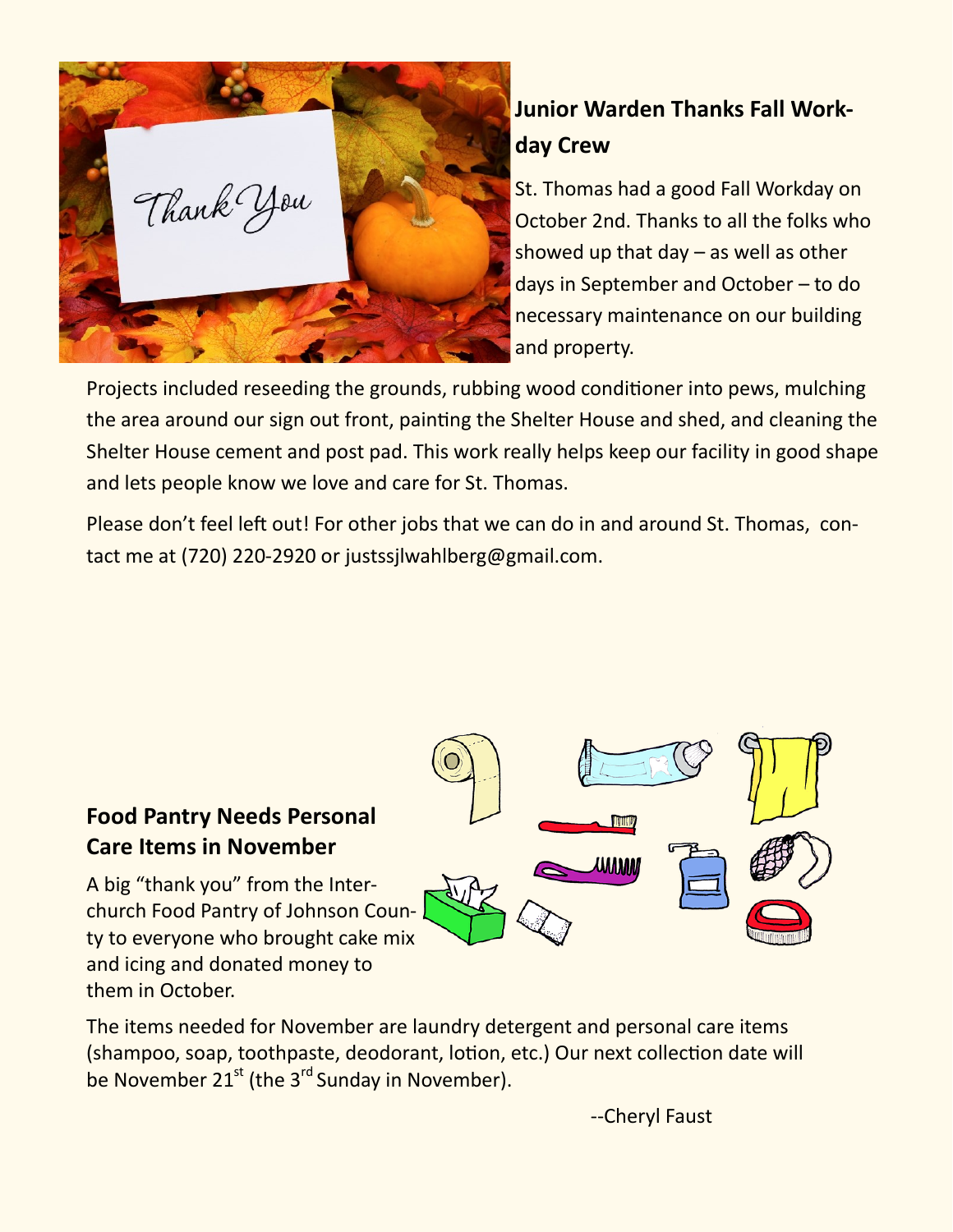## Junior Warden Thanks Fall Workday Crew

St. Thomas had a good Fall Workday on October 2nd. Thanks to all the folks who showed up that day – as well as other days in September and October – to do necessary maintenance on our building and property.

Projects included reseeding the grounds, rubbing wood conditioner into pews, mulching the area around our sign out front, painting the Shelter House and shed, and cleaning the Shelter House cement and post pad. This work really helps keep our facility in good shape and lets people know we love and care for St. Thomas.

Please don't feel left out! For other jobs that we can do in and around St. Thomas, contact me at (720) 220-2920 or justssjlwahlberg@gmail.com.

## Food Pantry Needs Personal Care Items in November

A big "thank you" from the Inter-church Food Pantry of Johnson County to everyone who brought cake mix and icing and donated money to them in October.

The items needed for November are laundry detergent and personal care items (shampoo, soap, toothpaste, deodorant, lotion, etc.) Our next collection date will be November 21st (the 3rd Sunday in November).

--Cheryl Faust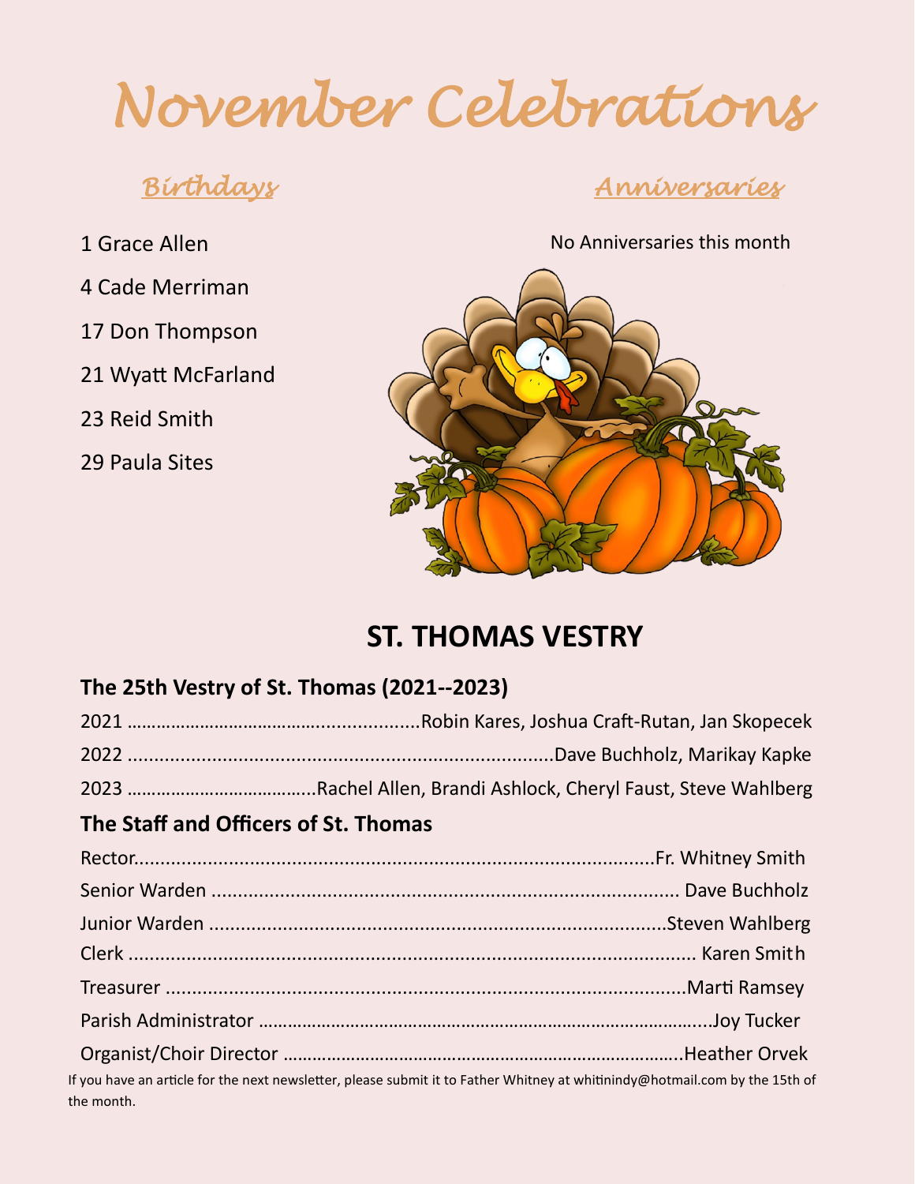# November Celebrations

## Birthdays

1 Grace Allen

4 Cade Merriman

17 Don Thompson

21 Wyatt McFarland

23 Reid Smith

29 Paula Sites

## Anniversaries

No Anniversaries this month

# ST. THOMAS VESTRY

### The 25th Vestry of St. Thomas (2021--2023)

2021 ……………………………………………......Robin Kares, Joshua Craft-Rutan, Jan Skopecek

2022 ...............................................................................Dave Buchholz, Marikay Kapke

2023 ………………………………..Rachel Allen, Brandi Ashlock, Cheryl Faust, Steve Wahlberg

### The Staff and Officers of St. Thomas

Rector.......................................................................................Fr. Whitney Smith

Senior Warden ....................................................................................... Dave Buchholz

Junior Warden .....................................................................................Steven Wahlberg

Clerk ........................................................................................................ Karen Smith

Treasurer .......................................................................................Marti Ramsey

Parish Administrator ……………………………………………………………………………....Joy Tucker

Organist/Choir Director ………………………………………………………………………..Heather Orvek

If you have an article for the next newsletter, please submit it to Father Whitney at whitinindy@hotmail.com by the 15th of the month.